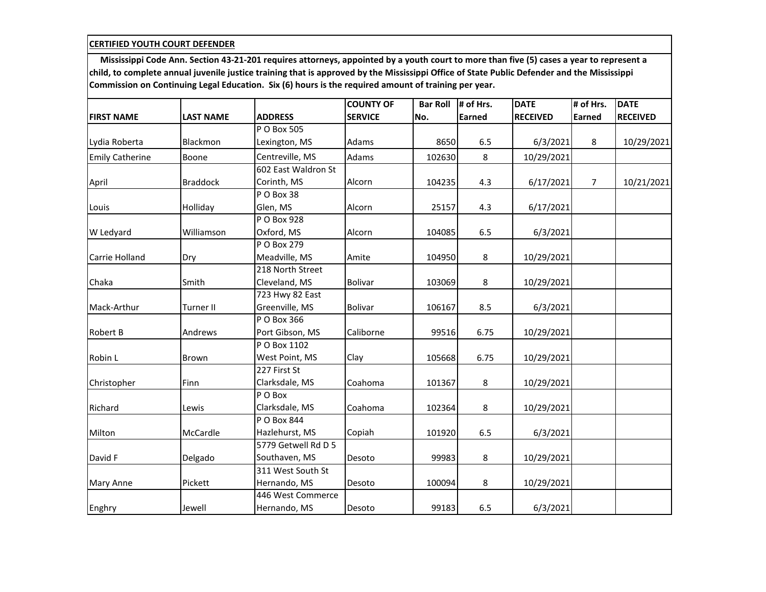**CERTIFIED YOUTH COURT DEFENDER**

**Mississippi Code Ann. Section 43-21-201 requires attorneys, appointed by a youth court to more than five (5) cases a year to represent a child, to complete annual juvenile justice training that is approved by the Mississippi Office of State Public Defender and the Mississippi Commission on Continuing Legal Education. Six (6) hours is the required amount of training per year.**

| FIRST NAME | LAST NAME | ADDRESS | COUNTY OF SERVICE | Bar Roll No. | # of Hrs. Earned | DATE RECEIVED | # of Hrs. Earned | DATE RECEIVED |
|---|---|---|---|---|---|---|---|---|
| Lydia Roberta | Blackmon | P O Box 505 Lexington, MS | Adams | 8650 | 6.5 | 6/3/2021 | 8 | 10/29/2021 |
| Emily Catherine | Boone | Centreville, MS | Adams | 102630 | 8 | 10/29/2021 | | |
| April | Braddock | 602 East Waldron St Corinth, MS | Alcorn | 104235 | 4.3 | 6/17/2021 | 7 | 10/21/2021 |
| Louis | Holliday | P O Box 38 Glen, MS | Alcorn | 25157 | 4.3 | 6/17/2021 | | |
| W Ledyard | Williamson | P O Box 928 Oxford, MS | Alcorn | 104085 | 6.5 | 6/3/2021 | | |
| Carrie Holland | Dry | P O Box 279 Meadville, MS | Amite | 104950 | 8 | 10/29/2021 | | |
| Chaka | Smith | 218 North Street Cleveland, MS | Bolivar | 103069 | 8 | 10/29/2021 | | |
| Mack-Arthur | Turner II | 723 Hwy 82 East Greenville, MS | Bolivar | 106167 | 8.5 | 6/3/2021 | | |
| Robert B | Andrews | P O Box 366 Port Gibson, MS | Caliborne | 99516 | 6.75 | 10/29/2021 | | |
| Robin L | Brown | P O Box 1102 West Point, MS | Clay | 105668 | 6.75 | 10/29/2021 | | |
| Christopher | Finn | 227 First St Clarksdale, MS | Coahoma | 101367 | 8 | 10/29/2021 | | |
| Richard | Lewis | P O Box Clarksdale, MS | Coahoma | 102364 | 8 | 10/29/2021 | | |
| Milton | McCardle | P O Box 844 Hazlehurst, MS | Copiah | 101920 | 6.5 | 6/3/2021 | | |
| David F | Delgado | 5779 Getwell Rd D 5 Southaven, MS | Desoto | 99983 | 8 | 10/29/2021 | | |
| Mary Anne | Pickett | 311 West South St Hernando, MS | Desoto | 100094 | 8 | 10/29/2021 | | |
| Enghry | Jewell | 446 West Commerce Hernando, MS | Desoto | 99183 | 6.5 | 6/3/2021 | | |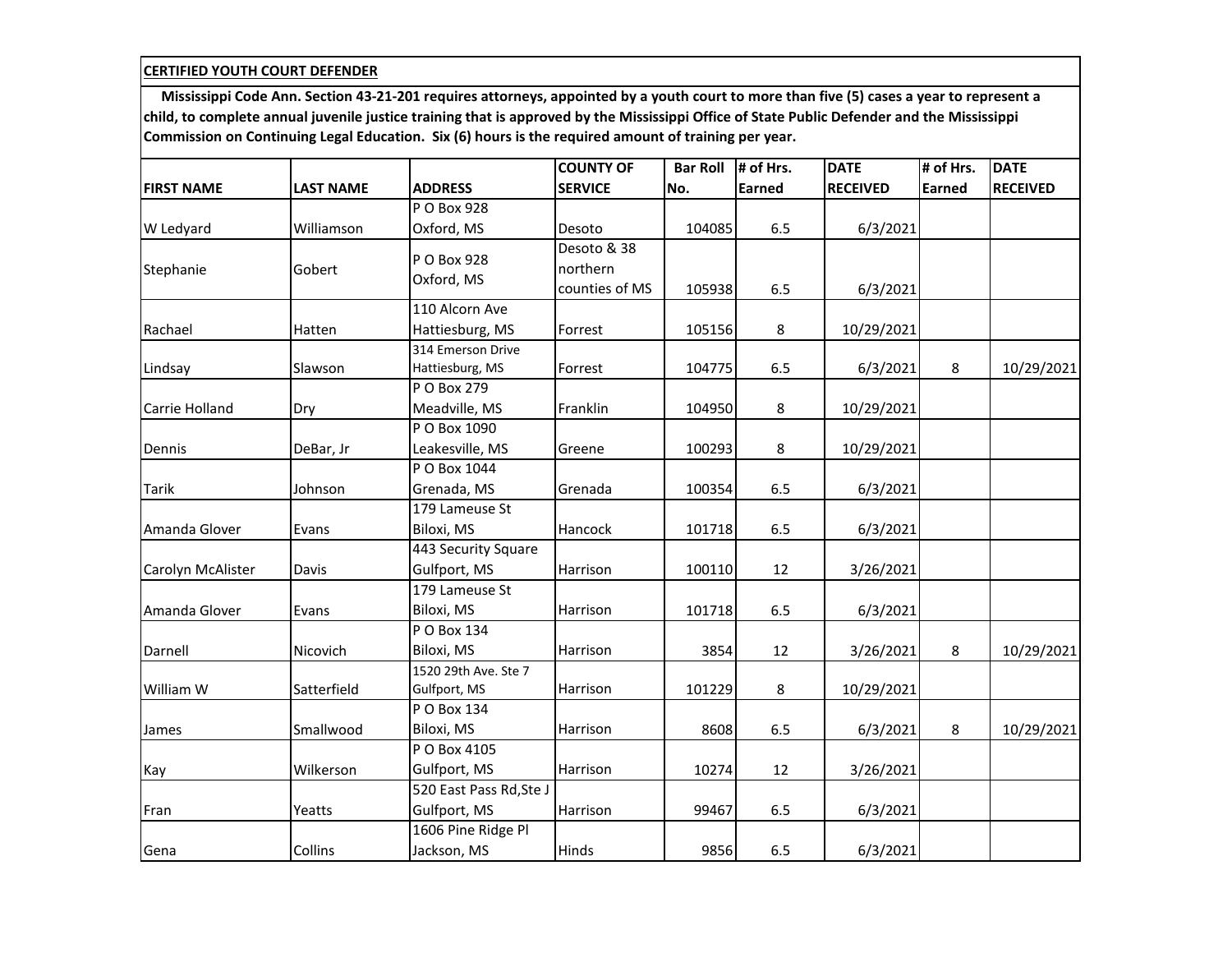**CERTIFIED YOUTH COURT DEFENDER**

**Mississippi Code Ann. Section 43-21-201 requires attorneys, appointed by a youth court to more than five (5) cases a year to represent a child, to complete annual juvenile justice training that is approved by the Mississippi Office of State Public Defender and the Mississippi Commission on Continuing Legal Education. Six (6) hours is the required amount of training per year.**

| FIRST NAME | LAST NAME | ADDRESS | COUNTY OF SERVICE | Bar Roll No. | # of Hrs. Earned | DATE RECEIVED | # of Hrs. Earned | DATE RECEIVED |
|---|---|---|---|---|---|---|---|---|
| W Ledyard | Williamson | P O Box 928 Oxford, MS | Desoto | 104085 | 6.5 | 6/3/2021 | | |
| Stephanie | Gobert | P O Box 928 Oxford, MS | Desoto & 38 northern counties of MS | 105938 | 6.5 | 6/3/2021 | | |
| Rachael | Hatten | 110 Alcorn Ave Hattiesburg, MS | Forrest | 105156 | 8 | 10/29/2021 | | |
| Lindsay | Slawson | 314 Emerson Drive Hattiesburg, MS | Forrest | 104775 | 6.5 | 6/3/2021 | 8 | 10/29/2021 |
| Carrie Holland | Dry | P O Box 279 Meadville, MS | Franklin | 104950 | 8 | 10/29/2021 | | |
| Dennis | DeBar, Jr | P O Box 1090 Leakesville, MS | Greene | 100293 | 8 | 10/29/2021 | | |
| Tarik | Johnson | P O Box 1044 Grenada, MS | Grenada | 100354 | 6.5 | 6/3/2021 | | |
| Amanda Glover | Evans | 179 Lameuse St Biloxi, MS | Hancock | 101718 | 6.5 | 6/3/2021 | | |
| Carolyn McAlister | Davis | 443 Security Square Gulfport, MS | Harrison | 100110 | 12 | 3/26/2021 | | |
| Amanda Glover | Evans | 179 Lameuse St Biloxi, MS | Harrison | 101718 | 6.5 | 6/3/2021 | | |
| Darnell | Nicovich | P O Box 134 Biloxi, MS | Harrison | 3854 | 12 | 3/26/2021 | 8 | 10/29/2021 |
| William W | Satterfield | 1520 29th Ave. Ste 7 Gulfport, MS | Harrison | 101229 | 8 | 10/29/2021 | | |
| James | Smallwood | P O Box 134 Biloxi, MS | Harrison | 8608 | 6.5 | 6/3/2021 | 8 | 10/29/2021 |
| Kay | Wilkerson | P O Box 4105 Gulfport, MS | Harrison | 10274 | 12 | 3/26/2021 | | |
| Fran | Yeatts | 520 East Pass Rd,Ste J Gulfport, MS | Harrison | 99467 | 6.5 | 6/3/2021 | | |
| Gena | Collins | 1606 Pine Ridge Pl Jackson, MS | Hinds | 9856 | 6.5 | 6/3/2021 | | |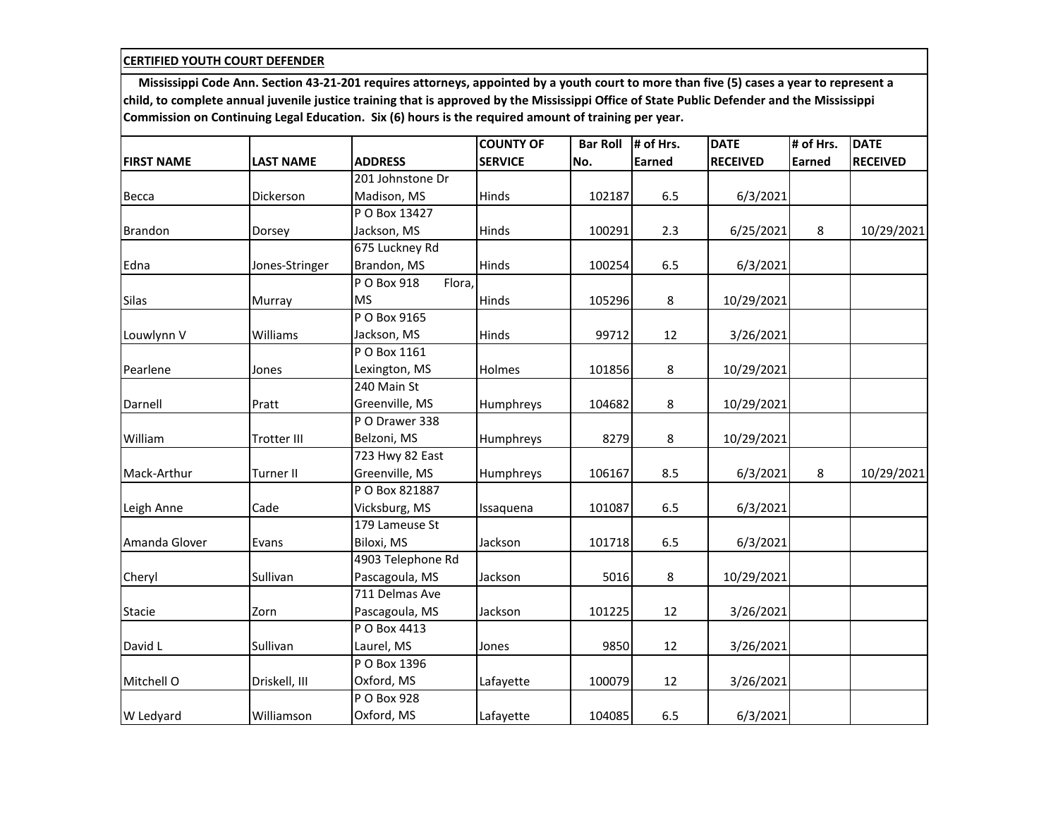**CERTIFIED YOUTH COURT DEFENDER**

**Mississippi Code Ann. Section 43-21-201 requires attorneys, appointed by a youth court to more than five (5) cases a year to represent a child, to complete annual juvenile justice training that is approved by the Mississippi Office of State Public Defender and the Mississippi Commission on Continuing Legal Education. Six (6) hours is the required amount of training per year.**

| FIRST NAME | LAST NAME | ADDRESS | COUNTY OF SERVICE | Bar Roll No. | # of Hrs. Earned | DATE RECEIVED | # of Hrs. Earned | DATE RECEIVED |
|---|---|---|---|---|---|---|---|---|
| Becca | Dickerson | 201 Johnstone Dr Madison, MS | Hinds | 102187 | 6.5 | 6/3/2021 | | |
| Brandon | Dorsey | P O Box 13427 Jackson, MS | Hinds | 100291 | 2.3 | 6/25/2021 | 8 | 10/29/2021 |
| Edna | Jones-Stringer | 675 Luckney Rd Brandon, MS | Hinds | 100254 | 6.5 | 6/3/2021 | | |
| Silas | Murray | P O Box 918 Flora, MS | Hinds | 105296 | 8 | 10/29/2021 | | |
| Louwlynn V | Williams | P O Box 9165 Jackson, MS | Hinds | 99712 | 12 | 3/26/2021 | | |
| Pearlene | Jones | P O Box 1161 Lexington, MS | Holmes | 101856 | 8 | 10/29/2021 | | |
| Darnell | Pratt | 240 Main St Greenville, MS | Humphreys | 104682 | 8 | 10/29/2021 | | |
| William | Trotter III | P O Drawer 338 Belzoni, MS | Humphreys | 8279 | 8 | 10/29/2021 | | |
| Mack-Arthur | Turner II | 723 Hwy 82 East Greenville, MS | Humphreys | 106167 | 8.5 | 6/3/2021 | 8 | 10/29/2021 |
| Leigh Anne | Cade | P O Box 821887 Vicksburg, MS | Issaquena | 101087 | 6.5 | 6/3/2021 | | |
| Amanda Glover | Evans | 179 Lameuse St Biloxi, MS | Jackson | 101718 | 6.5 | 6/3/2021 | | |
| Cheryl | Sullivan | 4903 Telephone Rd Pascagoula, MS | Jackson | 5016 | 8 | 10/29/2021 | | |
| Stacie | Zorn | 711 Delmas Ave Pascagoula, MS | Jackson | 101225 | 12 | 3/26/2021 | | |
| David L | Sullivan | P O Box 4413 Laurel, MS | Jones | 9850 | 12 | 3/26/2021 | | |
| Mitchell O | Driskell, III | P O Box 1396 Oxford, MS | Lafayette | 100079 | 12 | 3/26/2021 | | |
| W Ledyard | Williamson | P O Box 928 Oxford, MS | Lafayette | 104085 | 6.5 | 6/3/2021 | | |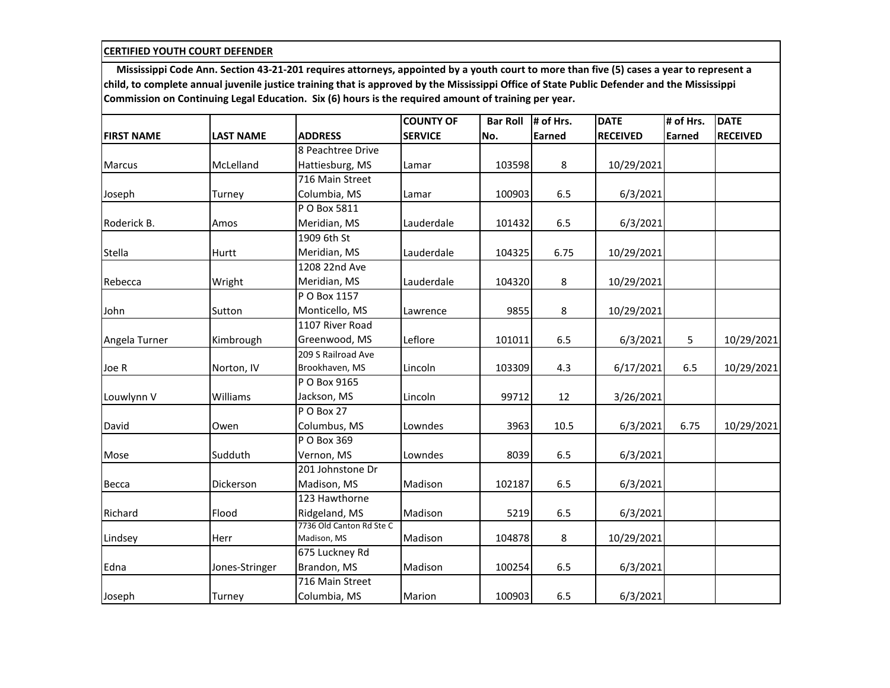**CERTIFIED YOUTH COURT DEFENDER**

**Mississippi Code Ann. Section 43-21-201 requires attorneys, appointed by a youth court to more than five (5) cases a year to represent a child, to complete annual juvenile justice training that is approved by the Mississippi Office of State Public Defender and the Mississippi Commission on Continuing Legal Education. Six (6) hours is the required amount of training per year.**

| FIRST NAME | LAST NAME | ADDRESS | COUNTY OF SERVICE | Bar Roll No. | # of Hrs. Earned | DATE RECEIVED | # of Hrs. Earned | DATE RECEIVED |
|---|---|---|---|---|---|---|---|---|
| Marcus | McLelland | 8 Peachtree Drive Hattiesburg, MS | Lamar | 103598 | 8 | 10/29/2021 | | |
| Joseph | Turney | 716 Main Street Columbia, MS | Lamar | 100903 | 6.5 | 6/3/2021 | | |
| Roderick B. | Amos | P O Box 5811 Meridian, MS | Lauderdale | 101432 | 6.5 | 6/3/2021 | | |
| Stella | Hurtt | 1909 6th St Meridian, MS | Lauderdale | 104325 | 6.75 | 10/29/2021 | | |
| Rebecca | Wright | 1208 22nd Ave Meridian, MS | Lauderdale | 104320 | 8 | 10/29/2021 | | |
| John | Sutton | P O Box 1157 Monticello, MS | Lawrence | 9855 | 8 | 10/29/2021 | | |
| Angela Turner | Kimbrough | 1107 River Road Greenwood, MS | Leflore | 101011 | 6.5 | 6/3/2021 | 5 | 10/29/2021 |
| Joe R | Norton, IV | 209 S Railroad Ave Brookhaven, MS | Lincoln | 103309 | 4.3 | 6/17/2021 | 6.5 | 10/29/2021 |
| Louwlynn V | Williams | P O Box 9165 Jackson, MS | Lincoln | 99712 | 12 | 3/26/2021 | | |
| David | Owen | P O Box 27 Columbus, MS | Lowndes | 3963 | 10.5 | 6/3/2021 | 6.75 | 10/29/2021 |
| Mose | Sudduth | P O Box 369 Vernon, MS | Lowndes | 8039 | 6.5 | 6/3/2021 | | |
| Becca | Dickerson | 201 Johnstone Dr Madison, MS | Madison | 102187 | 6.5 | 6/3/2021 | | |
| Richard | Flood | 123 Hawthorne Ridgeland, MS | Madison | 5219 | 6.5 | 6/3/2021 | | |
| Lindsey | Herr | 7736 Old Canton Rd Ste C Madison, MS | Madison | 104878 | 8 | 10/29/2021 | | |
| Edna | Jones-Stringer | 675 Luckney Rd Brandon, MS | Madison | 100254 | 6.5 | 6/3/2021 | | |
| Joseph | Turney | 716 Main Street Columbia, MS | Marion | 100903 | 6.5 | 6/3/2021 | | |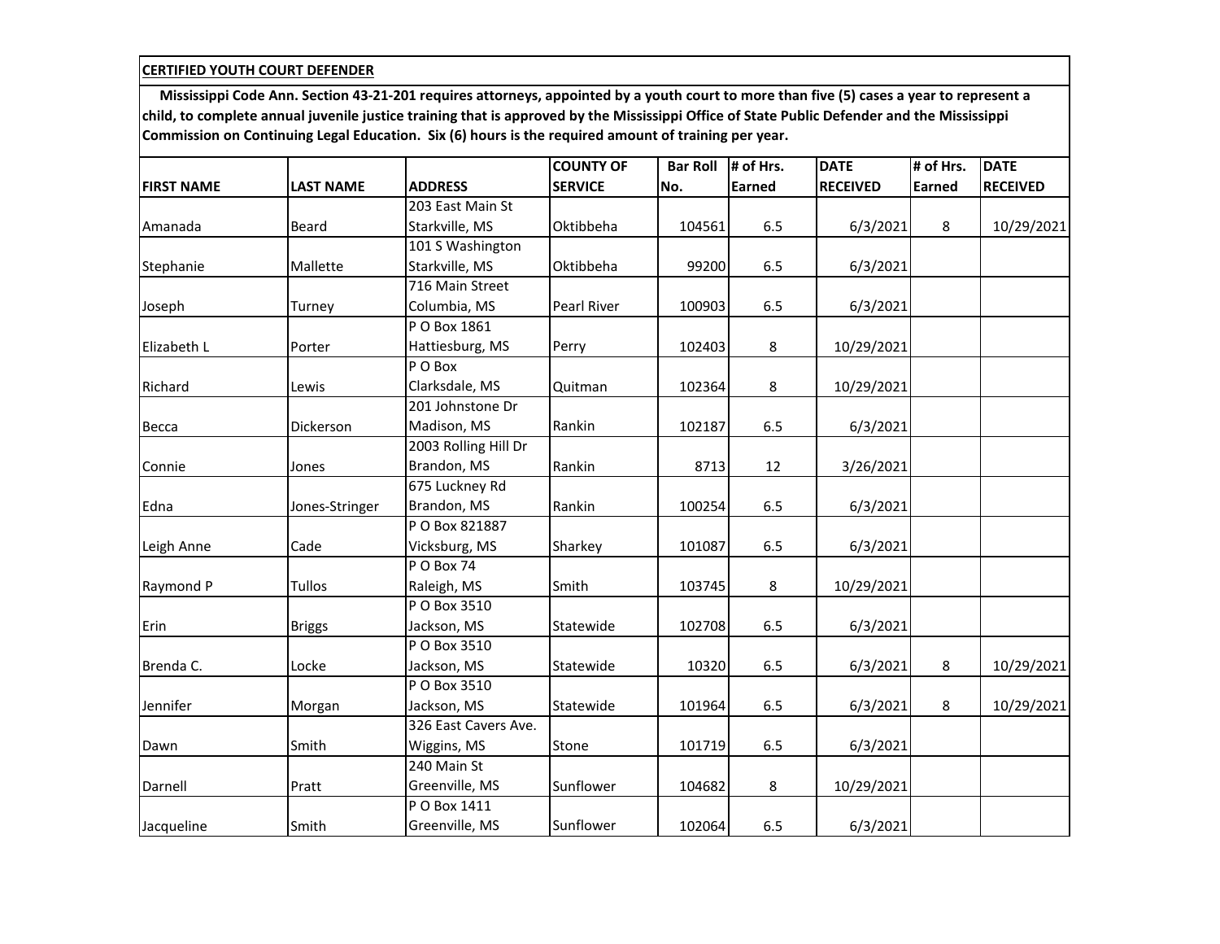**CERTIFIED YOUTH COURT DEFENDER**

**Mississippi Code Ann. Section 43-21-201 requires attorneys, appointed by a youth court to more than five (5) cases a year to represent a child, to complete annual juvenile justice training that is approved by the Mississippi Office of State Public Defender and the Mississippi Commission on Continuing Legal Education. Six (6) hours is the required amount of training per year.**

| FIRST NAME | LAST NAME | ADDRESS | COUNTY OF SERVICE | Bar Roll No. | # of Hrs. Earned | DATE RECEIVED | # of Hrs. Earned | DATE RECEIVED |
|---|---|---|---|---|---|---|---|---|
| Amanada | Beard | 203 East Main St Starkville, MS | Oktibbeha | 104561 | 6.5 | 6/3/2021 | 8 | 10/29/2021 |
| Stephanie | Mallette | 101 S Washington Starkville, MS | Oktibbeha | 99200 | 6.5 | 6/3/2021 | | |
| Joseph | Turney | 716 Main Street Columbia, MS | Pearl River | 100903 | 6.5 | 6/3/2021 | | |
| Elizabeth L | Porter | P O Box 1861 Hattiesburg, MS | Perry | 102403 | 8 | 10/29/2021 | | |
| Richard | Lewis | P O Box Clarksdale, MS | Quitman | 102364 | 8 | 10/29/2021 | | |
| Becca | Dickerson | 201 Johnstone Dr Madison, MS | Rankin | 102187 | 6.5 | 6/3/2021 | | |
| Connie | Jones | 2003 Rolling Hill Dr Brandon, MS | Rankin | 8713 | 12 | 3/26/2021 | | |
| Edna | Jones-Stringer | 675 Luckney Rd Brandon, MS | Rankin | 100254 | 6.5 | 6/3/2021 | | |
| Leigh Anne | Cade | P O Box 821887 Vicksburg, MS | Sharkey | 101087 | 6.5 | 6/3/2021 | | |
| Raymond P | Tullos | P O Box 74 Raleigh, MS | Smith | 103745 | 8 | 10/29/2021 | | |
| Erin | Briggs | P O Box 3510 Jackson, MS | Statewide | 102708 | 6.5 | 6/3/2021 | | |
| Brenda C. | Locke | P O Box 3510 Jackson, MS | Statewide | 10320 | 6.5 | 6/3/2021 | 8 | 10/29/2021 |
| Jennifer | Morgan | P O Box 3510 Jackson, MS | Statewide | 101964 | 6.5 | 6/3/2021 | 8 | 10/29/2021 |
| Dawn | Smith | 326 East Cavers Ave. Wiggins, MS | Stone | 101719 | 6.5 | 6/3/2021 | | |
| Darnell | Pratt | 240 Main St Greenville, MS | Sunflower | 104682 | 8 | 10/29/2021 | | |
| Jacqueline | Smith | P O Box 1411 Greenville, MS | Sunflower | 102064 | 6.5 | 6/3/2021 | | |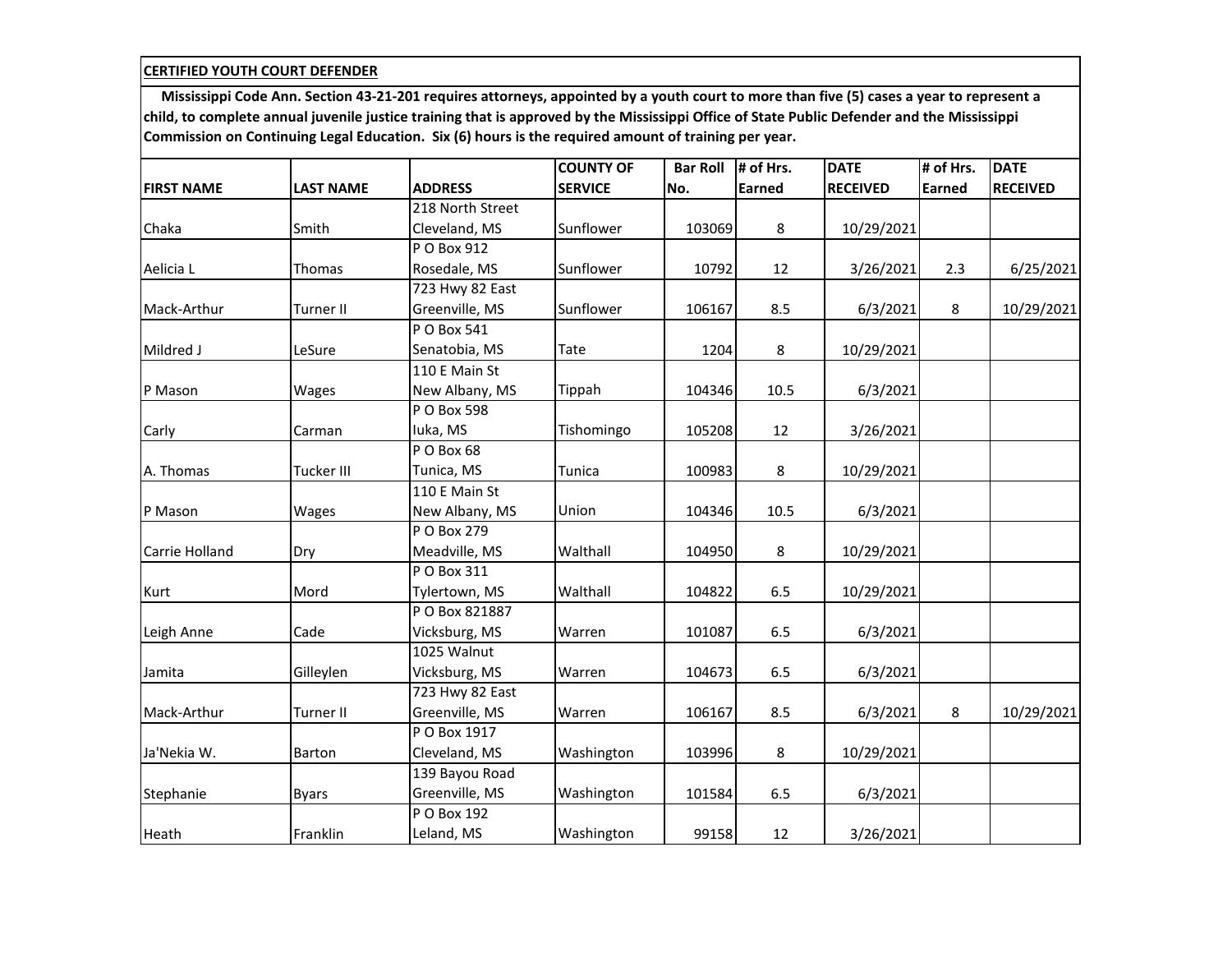**CERTIFIED YOUTH COURT DEFENDER**

**Mississippi Code Ann. Section 43-21-201 requires attorneys, appointed by a youth court to more than five (5) cases a year to represent a child, to complete annual juvenile justice training that is approved by the Mississippi Office of State Public Defender and the Mississippi Commission on Continuing Legal Education. Six (6) hours is the required amount of training per year.**

| FIRST NAME | LAST NAME | ADDRESS | COUNTY OF SERVICE | Bar Roll No. | # of Hrs. Earned | DATE RECEIVED | # of Hrs. Earned | DATE RECEIVED |
|---|---|---|---|---|---|---|---|---|
| Chaka | Smith | 218 North Street Cleveland, MS | Sunflower | 103069 | 8 | 10/29/2021 | | |
| Aelicia L | Thomas | P O Box 912 Rosedale, MS | Sunflower | 10792 | 12 | 3/26/2021 | 2.3 | 6/25/2021 |
| Mack-Arthur | Turner II | 723 Hwy 82 East Greenville, MS | Sunflower | 106167 | 8.5 | 6/3/2021 | 8 | 10/29/2021 |
| Mildred J | LeSure | P O Box 541 Senatobia, MS | Tate | 1204 | 8 | 10/29/2021 | | |
| P Mason | Wages | 110 E Main St New Albany, MS | Tippah | 104346 | 10.5 | 6/3/2021 | | |
| Carly | Carman | P O Box 598 Iuka, MS | Tishomingo | 105208 | 12 | 3/26/2021 | | |
| A. Thomas | Tucker III | P O Box 68 Tunica, MS | Tunica | 100983 | 8 | 10/29/2021 | | |
| P Mason | Wages | 110 E Main St New Albany, MS | Union | 104346 | 10.5 | 6/3/2021 | | |
| Carrie Holland | Dry | P O Box 279 Meadville, MS | Walthall | 104950 | 8 | 10/29/2021 | | |
| Kurt | Mord | P O Box 311 Tylertown, MS | Walthall | 104822 | 6.5 | 10/29/2021 | | |
| Leigh Anne | Cade | P O Box 821887 Vicksburg, MS | Warren | 101087 | 6.5 | 6/3/2021 | | |
| Jamita | Gilleylen | 1025 Walnut Vicksburg, MS | Warren | 104673 | 6.5 | 6/3/2021 | | |
| Mack-Arthur | Turner II | 723 Hwy 82 East Greenville, MS | Warren | 106167 | 8.5 | 6/3/2021 | 8 | 10/29/2021 |
| Ja'Nekia W. | Barton | P O Box 1917 Cleveland, MS | Washington | 103996 | 8 | 10/29/2021 | | |
| Stephanie | Byars | 139 Bayou Road Greenville, MS | Washington | 101584 | 6.5 | 6/3/2021 | | |
| Heath | Franklin | P O Box 192 Leland, MS | Washington | 99158 | 12 | 3/26/2021 | | |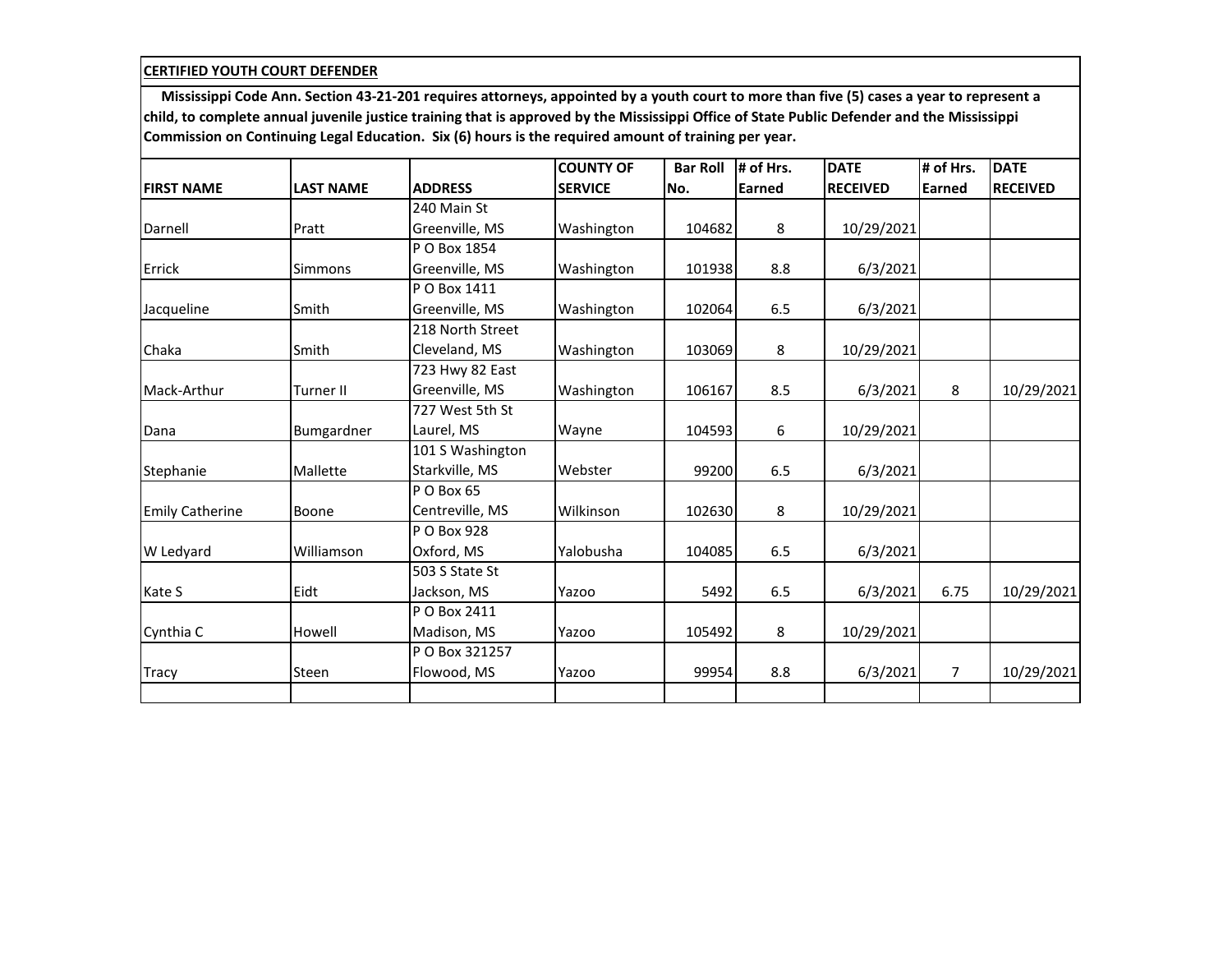**CERTIFIED YOUTH COURT DEFENDER**

**Mississippi Code Ann. Section 43-21-201 requires attorneys, appointed by a youth court to more than five (5) cases a year to represent a child, to complete annual juvenile justice training that is approved by the Mississippi Office of State Public Defender and the Mississippi Commission on Continuing Legal Education. Six (6) hours is the required amount of training per year.**

| FIRST NAME | LAST NAME | ADDRESS | COUNTY OF SERVICE | Bar Roll No. | # of Hrs. Earned | DATE RECEIVED | # of Hrs. Earned | DATE RECEIVED |
|---|---|---|---|---|---|---|---|---|
| Darnell | Pratt | 240 Main St Greenville, MS | Washington | 104682 | 8 | 10/29/2021 | | |
| Errick | Simmons | P O Box 1854 Greenville, MS | Washington | 101938 | 8.8 | 6/3/2021 | | |
| Jacqueline | Smith | P O Box 1411 Greenville, MS | Washington | 102064 | 6.5 | 6/3/2021 | | |
| Chaka | Smith | 218 North Street Cleveland, MS | Washington | 103069 | 8 | 10/29/2021 | | |
| Mack-Arthur | Turner II | 723 Hwy 82 East Greenville, MS | Washington | 106167 | 8.5 | 6/3/2021 | 8 | 10/29/2021 |
| Dana | Bumgardner | 727 West 5th St Laurel, MS | Wayne | 104593 | 6 | 10/29/2021 | | |
| Stephanie | Mallette | 101 S Washington Starkville, MS | Webster | 99200 | 6.5 | 6/3/2021 | | |
| Emily Catherine | Boone | P O Box 65 Centreville, MS | Wilkinson | 102630 | 8 | 10/29/2021 | | |
| W Ledyard | Williamson | P O Box 928 Oxford, MS | Yalobusha | 104085 | 6.5 | 6/3/2021 | | |
| Kate S | Eidt | 503 S State St Jackson, MS | Yazoo | 5492 | 6.5 | 6/3/2021 | 6.75 | 10/29/2021 |
| Cynthia C | Howell | P O Box 2411 Madison, MS | Yazoo | 105492 | 8 | 10/29/2021 | | |
| Tracy | Steen | P O Box 321257 Flowood, MS | Yazoo | 99954 | 8.8 | 6/3/2021 | 7 | 10/29/2021 |
| | | | | | | | | |